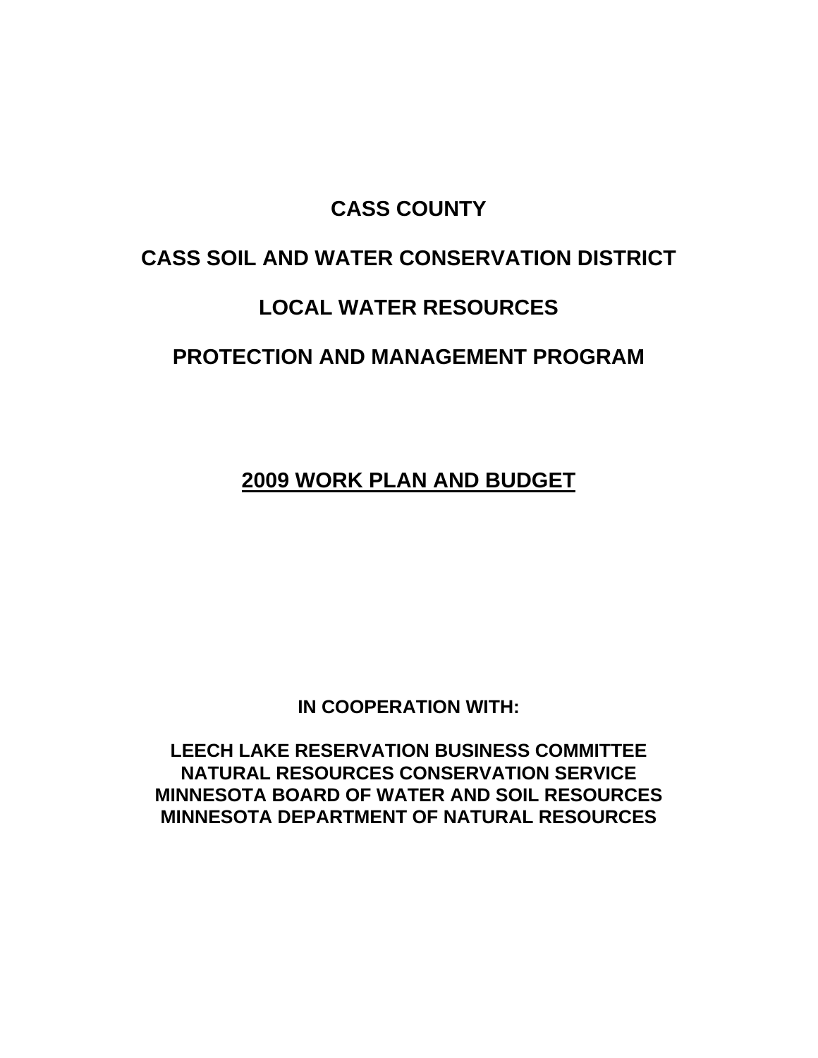# CASS COUNTY

# CASS SOIL AND WATER CONSERVATION DISTRICT

# LOCAL WATER RESOURCES

# PROTECTION AND MANAGEMENT PROGRAM

## 2009 WORK PLAN AND BUDGET

**IN COOPERATION WITH:**

**LEECH LAKE RESERVATION BUSINESS COMMITTEE**
**NATURAL RESOURCES CONSERVATION SERVICE**
**MINNESOTA BOARD OF WATER AND SOIL RESOURCES**
**MINNESOTA DEPARTMENT OF NATURAL RESOURCES**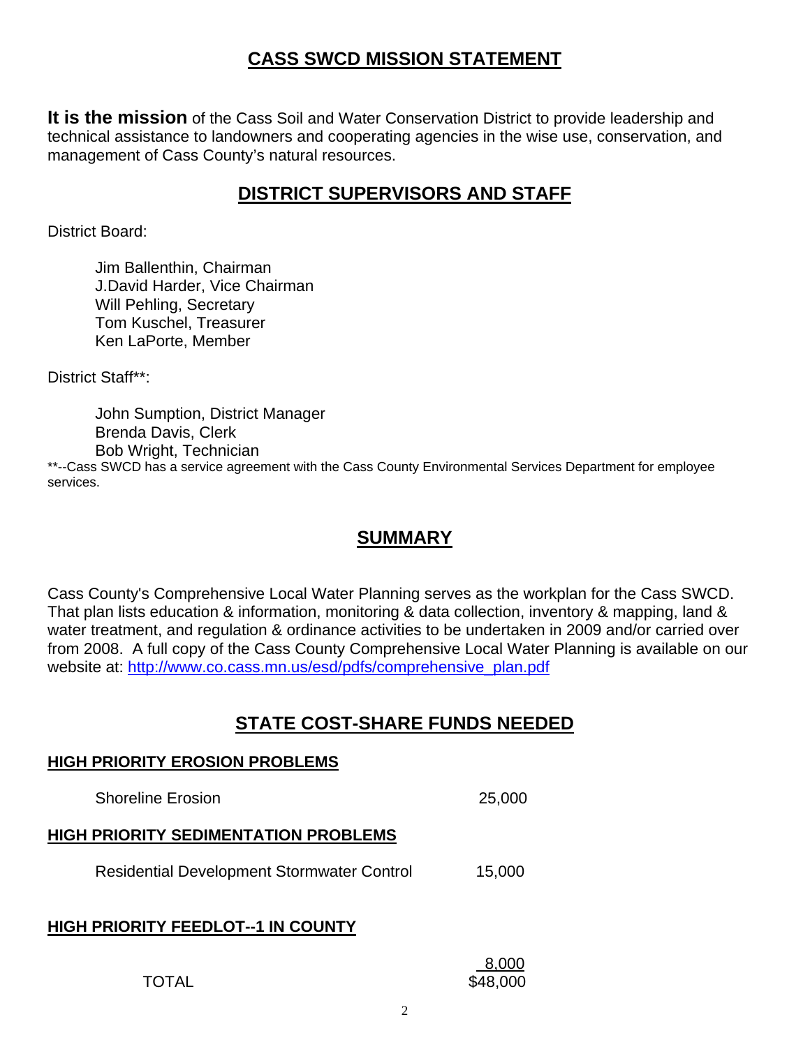## CASS SWCD MISSION STATEMENT

**It is the mission** of the Cass Soil and Water Conservation District to provide leadership and technical assistance to landowners and cooperating agencies in the wise use, conservation, and management of Cass County's natural resources.

## DISTRICT SUPERVISORS AND STAFF

District Board:

Jim Ballenthin, Chairman
J.David Harder, Vice Chairman
Will Pehling, Secretary
Tom Kuschel, Treasurer
Ken LaPorte, Member

District Staff**:

John Sumption, District Manager
Brenda Davis, Clerk
Bob Wright, Technician

**--Cass SWCD has a service agreement with the Cass County Environmental Services Department for employee services.

## SUMMARY

Cass County's Comprehensive Local Water Planning serves as the workplan for the Cass SWCD. That plan lists education & information, monitoring & data collection, inventory & mapping, land & water treatment, and regulation & ordinance activities to be undertaken in 2009 and/or carried over from 2008. A full copy of the Cass County Comprehensive Local Water Planning is available on our website at: http://www.co.cass.mn.us/esd/pdfs/comprehensive_plan.pdf

## STATE COST-SHARE FUNDS NEEDED

**HIGH PRIORITY EROSION PROBLEMS**

| | |
|---|---|
| Shoreline Erosion | 25,000 |

**HIGH PRIORITY SEDIMENTATION PROBLEMS**

| | |
|---|---|
| Residential Development Stormwater Control | 15,000 |

**HIGH PRIORITY FEEDLOT--1 IN COUNTY**

| | |
|---|---|
| | 8,000 |
| TOTAL | $48,000 |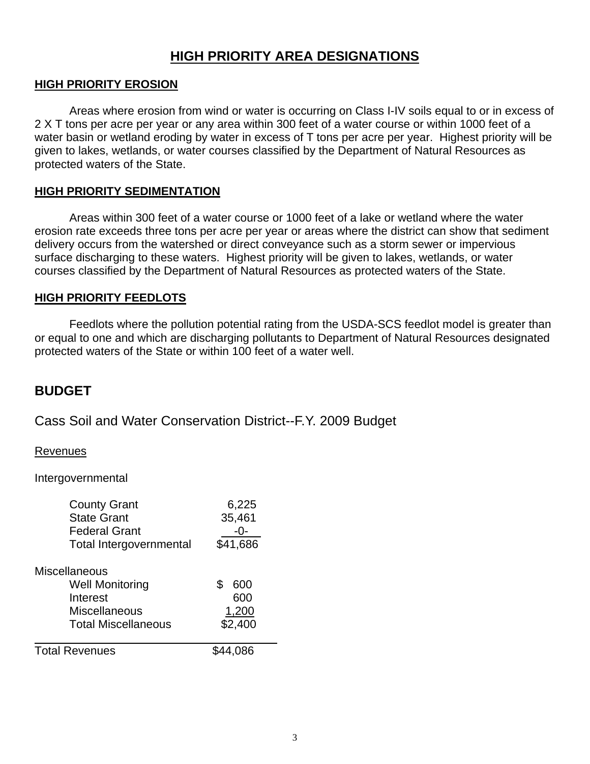# HIGH PRIORITY AREA DESIGNATIONS

## HIGH PRIORITY EROSION

Areas where erosion from wind or water is occurring on Class I-IV soils equal to or in excess of 2 X T tons per acre per year or any area within 300 feet of a water course or within 1000 feet of a water basin or wetland eroding by water in excess of T tons per acre per year. Highest priority will be given to lakes, wetlands, or water courses classified by the Department of Natural Resources as protected waters of the State.

## HIGH PRIORITY SEDIMENTATION

Areas within 300 feet of a water course or 1000 feet of a lake or wetland where the water erosion rate exceeds three tons per acre per year or areas where the district can show that sediment delivery occurs from the watershed or direct conveyance such as a storm sewer or impervious surface discharging to these waters. Highest priority will be given to lakes, wetlands, or water courses classified by the Department of Natural Resources as protected waters of the State.

## HIGH PRIORITY FEEDLOTS

Feedlots where the pollution potential rating from the USDA-SCS feedlot model is greater than or equal to one and which are discharging pollutants to Department of Natural Resources designated protected waters of the State or within 100 feet of a water well.

## BUDGET

Cass Soil and Water Conservation District--F.Y. 2009 Budget

Revenues

| Intergovernmental | |
|---|---|
| County Grant | 6,225 |
| State Grant | 35,461 |
| Federal Grant | -0- |
| Total Intergovernmental | $41,686 |
| **Miscellaneous** | |
| Well Monitoring | $ 600 |
| Interest | 600 |
| Miscellaneous | 1,200 |
| Total Miscellaneous | $2,400 |
| Total Revenues | $44,086 |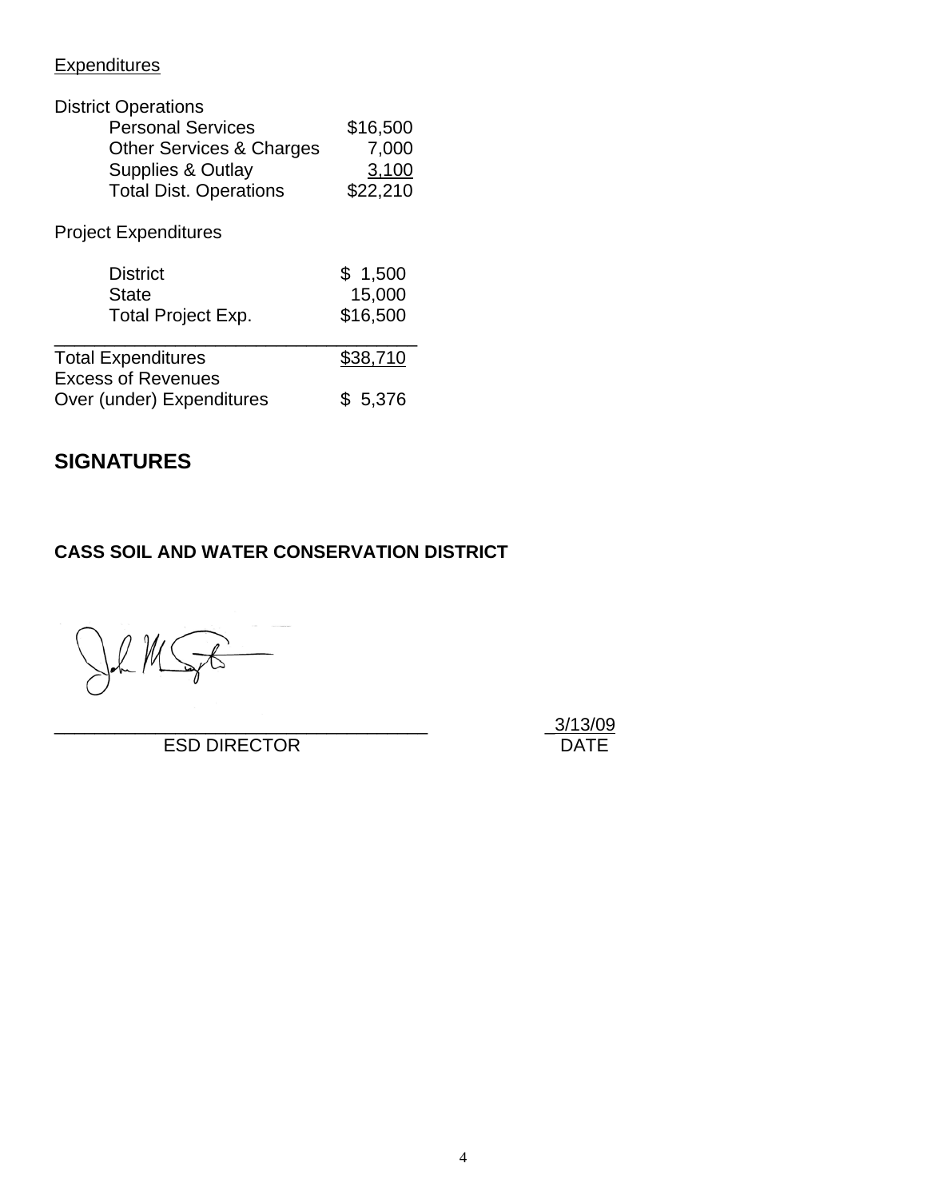Expenditures

| | |
|---|---|
| **District Operations** | |
| Personal Services | $16,500 |
| Other Services & Charges | 7,000 |
| Supplies & Outlay | 3,100 |
| Total Dist. Operations | $22,210 |
| **Project Expenditures** | |
| District | $ 1,500 |
| State | 15,000 |
| Total Project Exp. | $16,500 |
| Total Expenditures | $38,710 |
| Excess of Revenues Over (under) Expenditures | $ 5,376 |

## SIGNATURES

### CASS SOIL AND WATER CONSERVATION DISTRICT

____________________________________ 3/13/09

ESD DIRECTOR DATE